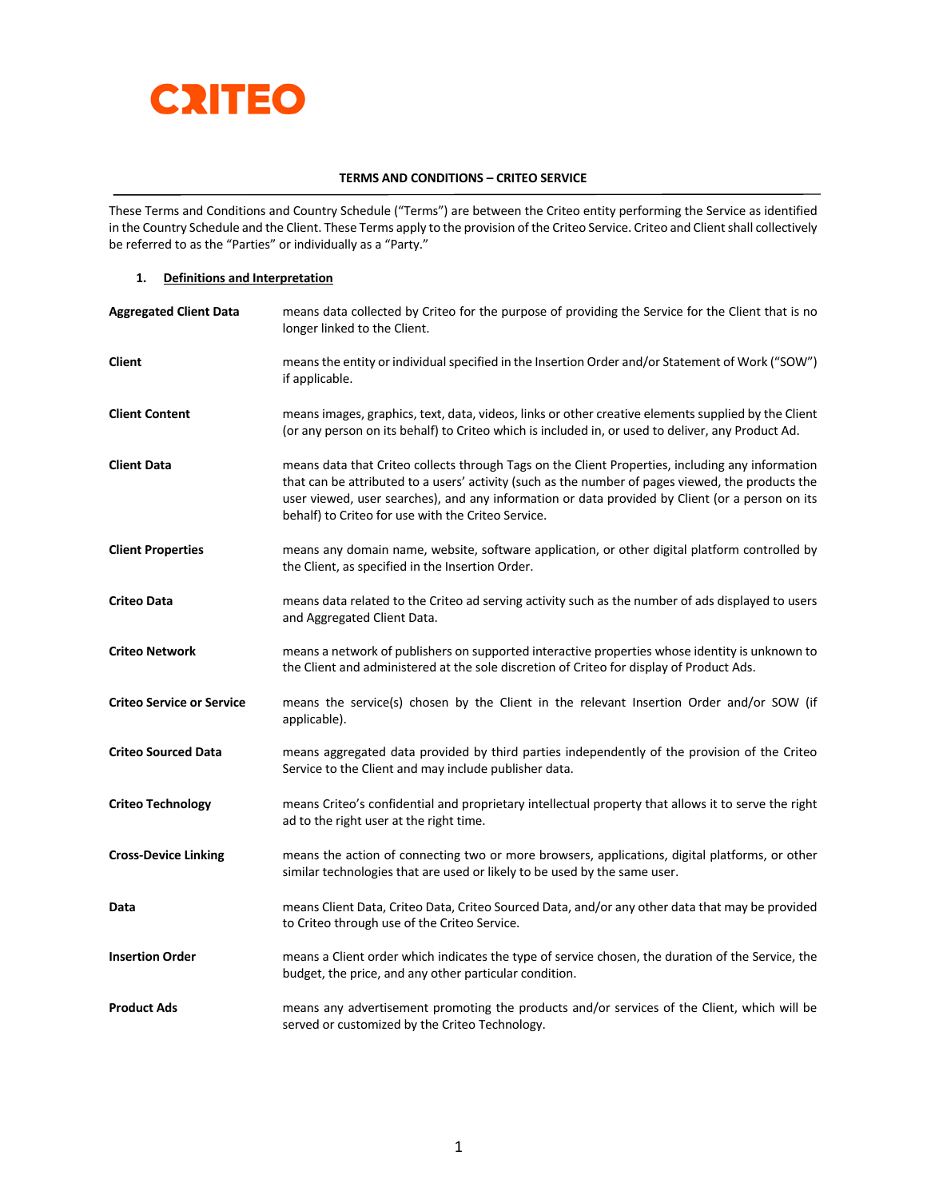CRITEO

**TERMS AND CONDITIONS – CRITEO SERVICE**

These Terms and Conditions and Country Schedule ("Terms") are between the Criteo entity performing the Service as identified in the Country Schedule and the Client. These Terms apply to the provision of the Criteo Service. Criteo and Client shall collectively be referred to as the "Parties" or individually as a "Party."

## 1. Definitions and Interpretation

| | |
|---|---|
| **Aggregated Client Data** | means data collected by Criteo for the purpose of providing the Service for the Client that is no longer linked to the Client. |
| **Client** | means the entity or individual specified in the Insertion Order and/or Statement of Work ("SOW") if applicable. |
| **Client Content** | means images, graphics, text, data, videos, links or other creative elements supplied by the Client (or any person on its behalf) to Criteo which is included in, or used to deliver, any Product Ad. |
| **Client Data** | means data that Criteo collects through Tags on the Client Properties, including any information that can be attributed to a users' activity (such as the number of pages viewed, the products the user viewed, user searches), and any information or data provided by Client (or a person on its behalf) to Criteo for use with the Criteo Service. |
| **Client Properties** | means any domain name, website, software application, or other digital platform controlled by the Client, as specified in the Insertion Order. |
| **Criteo Data** | means data related to the Criteo ad serving activity such as the number of ads displayed to users and Aggregated Client Data. |
| **Criteo Network** | means a network of publishers on supported interactive properties whose identity is unknown to the Client and administered at the sole discretion of Criteo for display of Product Ads. |
| **Criteo Service or Service** | means the service(s) chosen by the Client in the relevant Insertion Order and/or SOW (if applicable). |
| **Criteo Sourced Data** | means aggregated data provided by third parties independently of the provision of the Criteo Service to the Client and may include publisher data. |
| **Criteo Technology** | means Criteo's confidential and proprietary intellectual property that allows it to serve the right ad to the right user at the right time. |
| **Cross-Device Linking** | means the action of connecting two or more browsers, applications, digital platforms, or other similar technologies that are used or likely to be used by the same user. |
| **Data** | means Client Data, Criteo Data, Criteo Sourced Data, and/or any other data that may be provided to Criteo through use of the Criteo Service. |
| **Insertion Order** | means a Client order which indicates the type of service chosen, the duration of the Service, the budget, the price, and any other particular condition. |
| **Product Ads** | means any advertisement promoting the products and/or services of the Client, which will be served or customized by the Criteo Technology. |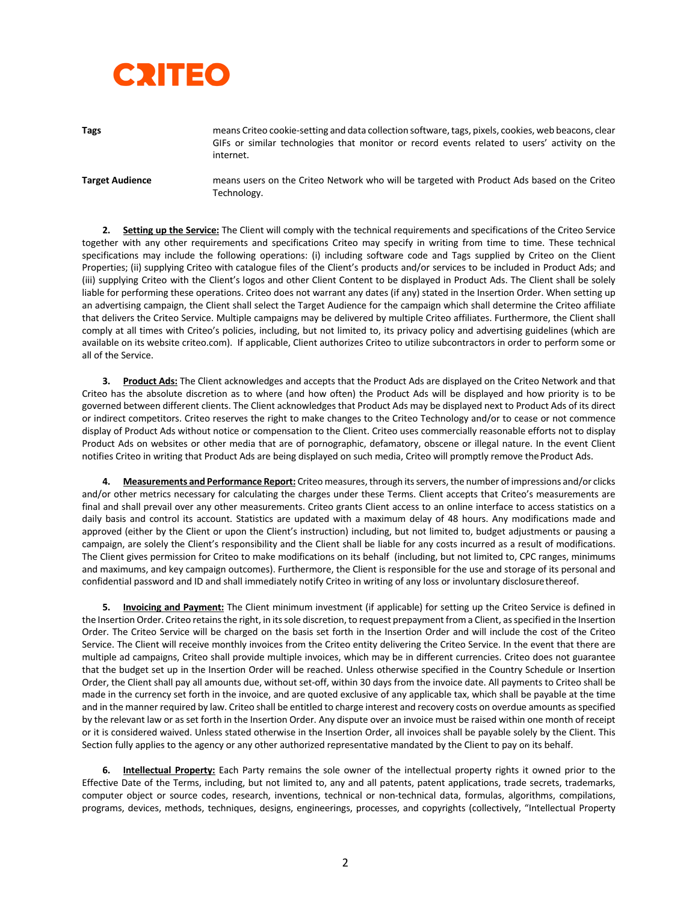| | |
|---|---|
| **Tags** | means Criteo cookie-setting and data collection software, tags, pixels, cookies, web beacons, clear GIFs or similar technologies that monitor or record events related to users' activity on the internet. |
| **Target Audience** | means users on the Criteo Network who will be targeted with Product Ads based on the Criteo Technology. |

**2. Setting up the Service:** The Client will comply with the technical requirements and specifications of the Criteo Service together with any other requirements and specifications Criteo may specify in writing from time to time. These technical specifications may include the following operations: (i) including software code and Tags supplied by Criteo on the Client Properties; (ii) supplying Criteo with catalogue files of the Client's products and/or services to be included in Product Ads; and (iii) supplying Criteo with the Client's logos and other Client Content to be displayed in Product Ads. The Client shall be solely liable for performing these operations. Criteo does not warrant any dates (if any) stated in the Insertion Order. When setting up an advertising campaign, the Client shall select the Target Audience for the campaign which shall determine the Criteo affiliate that delivers the Criteo Service. Multiple campaigns may be delivered by multiple Criteo affiliates. Furthermore, the Client shall comply at all times with Criteo's policies, including, but not limited to, its privacy policy and advertising guidelines (which are available on its website criteo.com). If applicable, Client authorizes Criteo to utilize subcontractors in order to perform some or all of the Service.

**3. Product Ads:** The Client acknowledges and accepts that the Product Ads are displayed on the Criteo Network and that Criteo has the absolute discretion as to where (and how often) the Product Ads will be displayed and how priority is to be governed between different clients. The Client acknowledges that Product Ads may be displayed next to Product Ads of its direct or indirect competitors. Criteo reserves the right to make changes to the Criteo Technology and/or to cease or not commence display of Product Ads without notice or compensation to the Client. Criteo uses commercially reasonable efforts not to display Product Ads on websites or other media that are of pornographic, defamatory, obscene or illegal nature. In the event Client notifies Criteo in writing that Product Ads are being displayed on such media, Criteo will promptly remove the Product Ads.

**4. Measurements and Performance Report:** Criteo measures, through its servers, the number of impressions and/or clicks and/or other metrics necessary for calculating the charges under these Terms. Client accepts that Criteo's measurements are final and shall prevail over any other measurements. Criteo grants Client access to an online interface to access statistics on a daily basis and control its account. Statistics are updated with a maximum delay of 48 hours. Any modifications made and approved (either by the Client or upon the Client's instruction) including, but not limited to, budget adjustments or pausing a campaign, are solely the Client's responsibility and the Client shall be liable for any costs incurred as a result of modifications. The Client gives permission for Criteo to make modifications on its behalf (including, but not limited to, CPC ranges, minimums and maximums, and key campaign outcomes). Furthermore, the Client is responsible for the use and storage of its personal and confidential password and ID and shall immediately notify Criteo in writing of any loss or involuntary disclosure thereof.

**5. Invoicing and Payment:** The Client minimum investment (if applicable) for setting up the Criteo Service is defined in the Insertion Order. Criteo retains the right, in its sole discretion, to request prepayment from a Client, as specified in the Insertion Order. The Criteo Service will be charged on the basis set forth in the Insertion Order and will include the cost of the Criteo Service. The Client will receive monthly invoices from the Criteo entity delivering the Criteo Service. In the event that there are multiple ad campaigns, Criteo shall provide multiple invoices, which may be in different currencies. Criteo does not guarantee that the budget set up in the Insertion Order will be reached. Unless otherwise specified in the Country Schedule or Insertion Order, the Client shall pay all amounts due, without set-off, within 30 days from the invoice date. All payments to Criteo shall be made in the currency set forth in the invoice, and are quoted exclusive of any applicable tax, which shall be payable at the time and in the manner required by law. Criteo shall be entitled to charge interest and recovery costs on overdue amounts as specified by the relevant law or as set forth in the Insertion Order. Any dispute over an invoice must be raised within one month of receipt or it is considered waived. Unless stated otherwise in the Insertion Order, all invoices shall be payable solely by the Client. This Section fully applies to the agency or any other authorized representative mandated by the Client to pay on its behalf.

**6. Intellectual Property:** Each Party remains the sole owner of the intellectual property rights it owned prior to the Effective Date of the Terms, including, but not limited to, any and all patents, patent applications, trade secrets, trademarks, computer object or source codes, research, inventions, technical or non-technical data, formulas, algorithms, compilations, programs, devices, methods, techniques, designs, engineerings, processes, and copyrights (collectively, "Intellectual Property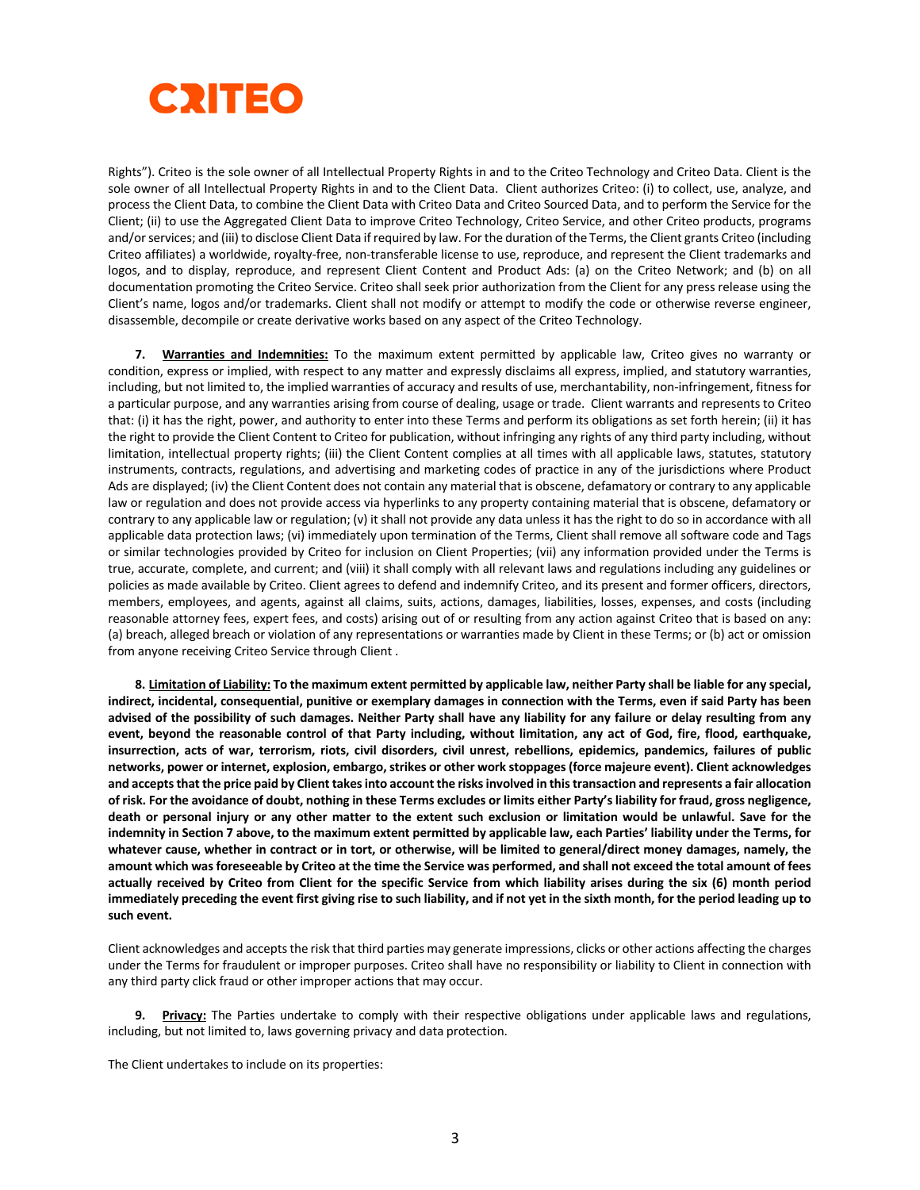Rights"). Criteo is the sole owner of all Intellectual Property Rights in and to the Criteo Technology and Criteo Data. Client is the sole owner of all Intellectual Property Rights in and to the Client Data. Client authorizes Criteo: (i) to collect, use, analyze, and process the Client Data, to combine the Client Data with Criteo Data and Criteo Sourced Data, and to perform the Service for the Client; (ii) to use the Aggregated Client Data to improve Criteo Technology, Criteo Service, and other Criteo products, programs and/or services; and (iii) to disclose Client Data if required by law. For the duration of the Terms, the Client grants Criteo (including Criteo affiliates) a worldwide, royalty-free, non-transferable license to use, reproduce, and represent the Client trademarks and logos, and to display, reproduce, and represent Client Content and Product Ads: (a) on the Criteo Network; and (b) on all documentation promoting the Criteo Service. Criteo shall seek prior authorization from the Client for any press release using the Client's name, logos and/or trademarks. Client shall not modify or attempt to modify the code or otherwise reverse engineer, disassemble, decompile or create derivative works based on any aspect of the Criteo Technology.

**7. <u>Warranties and Indemnities:</u>** To the maximum extent permitted by applicable law, Criteo gives no warranty or condition, express or implied, with respect to any matter and expressly disclaims all express, implied, and statutory warranties, including, but not limited to, the implied warranties of accuracy and results of use, merchantability, non-infringement, fitness for a particular purpose, and any warranties arising from course of dealing, usage or trade. Client warrants and represents to Criteo that: (i) it has the right, power, and authority to enter into these Terms and perform its obligations as set forth herein; (ii) it has the right to provide the Client Content to Criteo for publication, without infringing any rights of any third party including, without limitation, intellectual property rights; (iii) the Client Content complies at all times with all applicable laws, statutes, statutory instruments, contracts, regulations, and advertising and marketing codes of practice in any of the jurisdictions where Product Ads are displayed; (iv) the Client Content does not contain any material that is obscene, defamatory or contrary to any applicable law or regulation and does not provide access via hyperlinks to any property containing material that is obscene, defamatory or contrary to any applicable law or regulation; (v) it shall not provide any data unless it has the right to do so in accordance with all applicable data protection laws; (vi) immediately upon termination of the Terms, Client shall remove all software code and Tags or similar technologies provided by Criteo for inclusion on Client Properties; (vii) any information provided under the Terms is true, accurate, complete, and current; and (viii) it shall comply with all relevant laws and regulations including any guidelines or policies as made available by Criteo. Client agrees to defend and indemnify Criteo, and its present and former officers, directors, members, employees, and agents, against all claims, suits, actions, damages, liabilities, losses, expenses, and costs (including reasonable attorney fees, expert fees, and costs) arising out of or resulting from any action against Criteo that is based on any: (a) breach, alleged breach or violation of any representations or warranties made by Client in these Terms; or (b) act or omission from anyone receiving Criteo Service through Client .

**8. <u>Limitation of Liability:</u> To the maximum extent permitted by applicable law, neither Party shall be liable for any special, indirect, incidental, consequential, punitive or exemplary damages in connection with the Terms, even if said Party has been advised of the possibility of such damages. Neither Party shall have any liability for any failure or delay resulting from any event, beyond the reasonable control of that Party including, without limitation, any act of God, fire, flood, earthquake, insurrection, acts of war, terrorism, riots, civil disorders, civil unrest, rebellions, epidemics, pandemics, failures of public networks, power or internet, explosion, embargo, strikes or other work stoppages (force majeure event). Client acknowledges and accepts that the price paid by Client takes into account the risks involved in this transaction and represents a fair allocation of risk. For the avoidance of doubt, nothing in these Terms excludes or limits either Party's liability for fraud, gross negligence, death or personal injury or any other matter to the extent such exclusion or limitation would be unlawful. Save for the indemnity in Section 7 above, to the maximum extent permitted by applicable law, each Parties' liability under the Terms, for whatever cause, whether in contract or in tort, or otherwise, will be limited to general/direct money damages, namely, the amount which was foreseeable by Criteo at the time the Service was performed, and shall not exceed the total amount of fees actually received by Criteo from Client for the specific Service from which liability arises during the six (6) month period immediately preceding the event first giving rise to such liability, and if not yet in the sixth month, for the period leading up to such event.**

Client acknowledges and accepts the risk that third parties may generate impressions, clicks or other actions affecting the charges under the Terms for fraudulent or improper purposes. Criteo shall have no responsibility or liability to Client in connection with any third party click fraud or other improper actions that may occur.

**9. <u>Privacy:</u>** The Parties undertake to comply with their respective obligations under applicable laws and regulations, including, but not limited to, laws governing privacy and data protection.

The Client undertakes to include on its properties: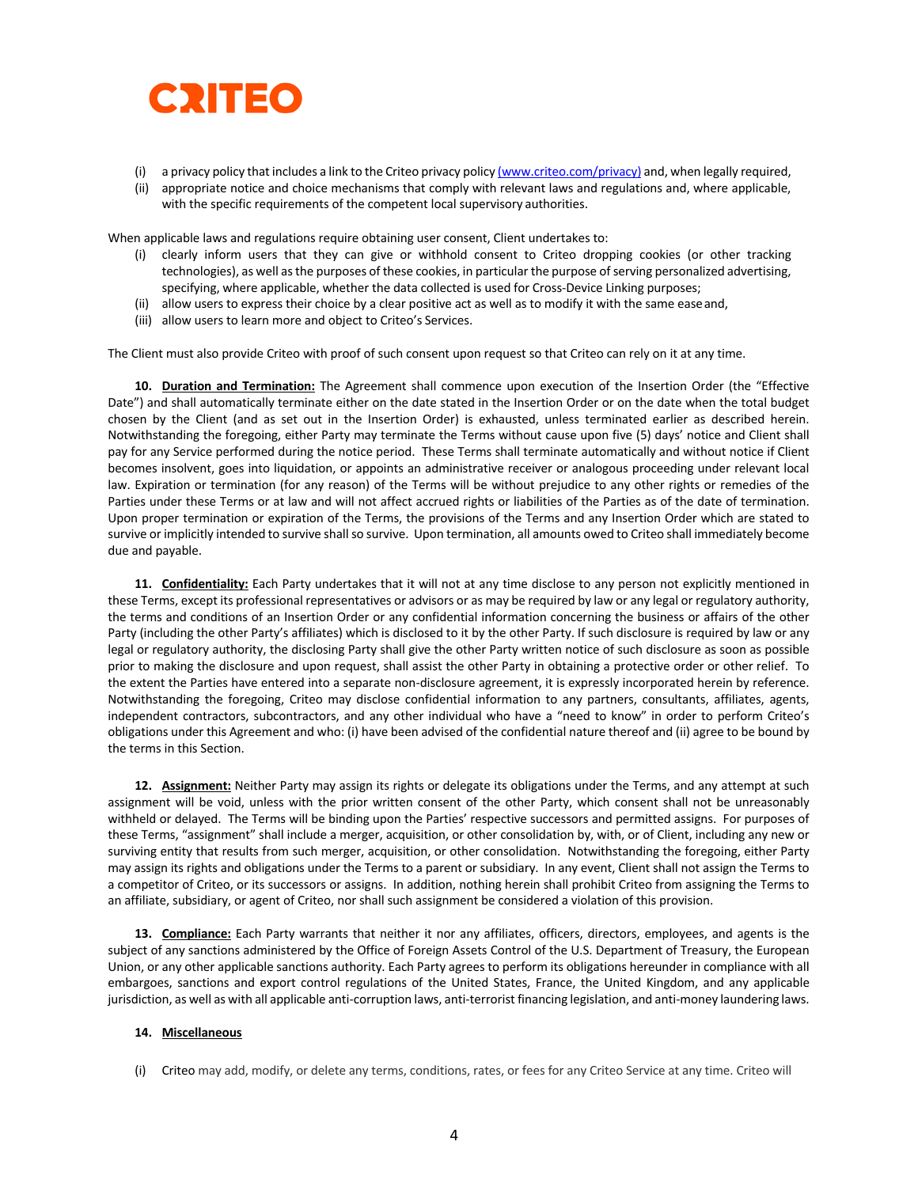(i) a privacy policy that includes a link to the Criteo privacy policy [(www.criteo.com/privacy)](www.criteo.com/privacy) and, when legally required,
(ii) appropriate notice and choice mechanisms that comply with relevant laws and regulations and, where applicable, with the specific requirements of the competent local supervisory authorities.

When applicable laws and regulations require obtaining user consent, Client undertakes to:

(i) clearly inform users that they can give or withhold consent to Criteo dropping cookies (or other tracking technologies), as well as the purposes of these cookies, in particular the purpose of serving personalized advertising, specifying, where applicable, whether the data collected is used for Cross-Device Linking purposes;
(ii) allow users to express their choice by a clear positive act as well as to modify it with the same ease and,
(iii) allow users to learn more and object to Criteo's Services.

The Client must also provide Criteo with proof of such consent upon request so that Criteo can rely on it at any time.

**10. <u>Duration and Termination:</u>** The Agreement shall commence upon execution of the Insertion Order (the "Effective Date") and shall automatically terminate either on the date stated in the Insertion Order or on the date when the total budget chosen by the Client (and as set out in the Insertion Order) is exhausted, unless terminated earlier as described herein. Notwithstanding the foregoing, either Party may terminate the Terms without cause upon five (5) days' notice and Client shall pay for any Service performed during the notice period. These Terms shall terminate automatically and without notice if Client becomes insolvent, goes into liquidation, or appoints an administrative receiver or analogous proceeding under relevant local law. Expiration or termination (for any reason) of the Terms will be without prejudice to any other rights or remedies of the Parties under these Terms or at law and will not affect accrued rights or liabilities of the Parties as of the date of termination. Upon proper termination or expiration of the Terms, the provisions of the Terms and any Insertion Order which are stated to survive or implicitly intended to survive shall so survive. Upon termination, all amounts owed to Criteo shall immediately become due and payable.

**11. <u>Confidentiality:</u>** Each Party undertakes that it will not at any time disclose to any person not explicitly mentioned in these Terms, except its professional representatives or advisors or as may be required by law or any legal or regulatory authority, the terms and conditions of an Insertion Order or any confidential information concerning the business or affairs of the other Party (including the other Party's affiliates) which is disclosed to it by the other Party. If such disclosure is required by law or any legal or regulatory authority, the disclosing Party shall give the other Party written notice of such disclosure as soon as possible prior to making the disclosure and upon request, shall assist the other Party in obtaining a protective order or other relief. To the extent the Parties have entered into a separate non-disclosure agreement, it is expressly incorporated herein by reference. Notwithstanding the foregoing, Criteo may disclose confidential information to any partners, consultants, affiliates, agents, independent contractors, subcontractors, and any other individual who have a "need to know" in order to perform Criteo's obligations under this Agreement and who: (i) have been advised of the confidential nature thereof and (ii) agree to be bound by the terms in this Section.

**12. <u>Assignment:</u>** Neither Party may assign its rights or delegate its obligations under the Terms, and any attempt at such assignment will be void, unless with the prior written consent of the other Party, which consent shall not be unreasonably withheld or delayed. The Terms will be binding upon the Parties' respective successors and permitted assigns. For purposes of these Terms, "assignment" shall include a merger, acquisition, or other consolidation by, with, or of Client, including any new or surviving entity that results from such merger, acquisition, or other consolidation. Notwithstanding the foregoing, either Party may assign its rights and obligations under the Terms to a parent or subsidiary. In any event, Client shall not assign the Terms to a competitor of Criteo, or its successors or assigns. In addition, nothing herein shall prohibit Criteo from assigning the Terms to an affiliate, subsidiary, or agent of Criteo, nor shall such assignment be considered a violation of this provision.

**13. <u>Compliance:</u>** Each Party warrants that neither it nor any affiliates, officers, directors, employees, and agents is the subject of any sanctions administered by the Office of Foreign Assets Control of the U.S. Department of Treasury, the European Union, or any other applicable sanctions authority. Each Party agrees to perform its obligations hereunder in compliance with all embargoes, sanctions and export control regulations of the United States, France, the United Kingdom, and any applicable jurisdiction, as well as with all applicable anti-corruption laws, anti-terrorist financing legislation, and anti-money laundering laws.

**14. <u>Miscellaneous</u>**

(i) Criteo may add, modify, or delete any terms, conditions, rates, or fees for any Criteo Service at any time. Criteo will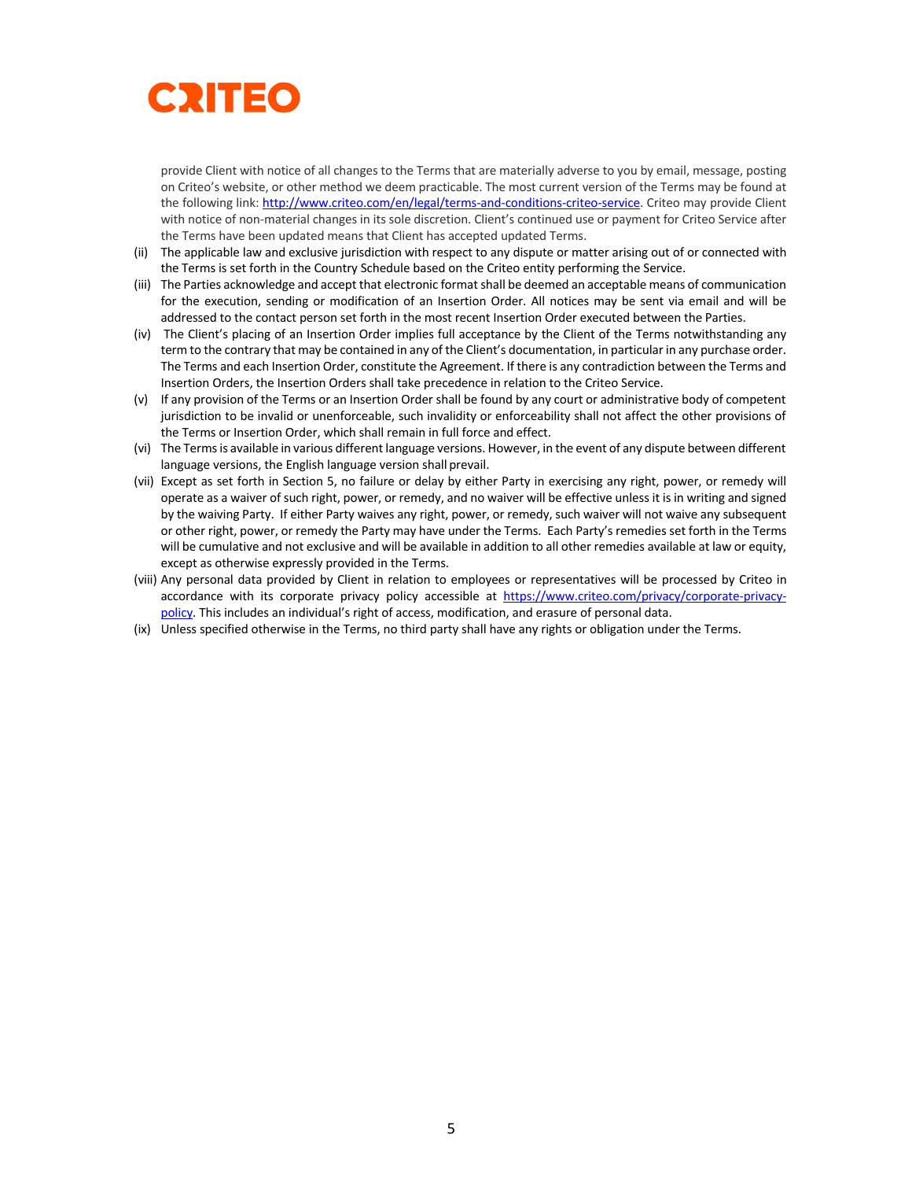provide Client with notice of all changes to the Terms that are materially adverse to you by email, message, posting on Criteo's website, or other method we deem practicable. The most current version of the Terms may be found at the following link: [http://www.criteo.com/en/legal/terms-and-conditions-criteo-service](http://www.criteo.com/en/legal/terms-and-conditions-criteo-service). Criteo may provide Client with notice of non-material changes in its sole discretion. Client's continued use or payment for Criteo Service after the Terms have been updated means that Client has accepted updated Terms.

(ii) The applicable law and exclusive jurisdiction with respect to any dispute or matter arising out of or connected with the Terms is set forth in the Country Schedule based on the Criteo entity performing the Service.

(iii) The Parties acknowledge and accept that electronic format shall be deemed an acceptable means of communication for the execution, sending or modification of an Insertion Order. All notices may be sent via email and will be addressed to the contact person set forth in the most recent Insertion Order executed between the Parties.

(iv) The Client's placing of an Insertion Order implies full acceptance by the Client of the Terms notwithstanding any term to the contrary that may be contained in any of the Client's documentation, in particular in any purchase order. The Terms and each Insertion Order, constitute the Agreement. If there is any contradiction between the Terms and Insertion Orders, the Insertion Orders shall take precedence in relation to the Criteo Service.

(v) If any provision of the Terms or an Insertion Order shall be found by any court or administrative body of competent jurisdiction to be invalid or unenforceable, such invalidity or enforceability shall not affect the other provisions of the Terms or Insertion Order, which shall remain in full force and effect.

(vi) The Terms is available in various different language versions. However, in the event of any dispute between different language versions, the English language version shall prevail.

(vii) Except as set forth in Section 5, no failure or delay by either Party in exercising any right, power, or remedy will operate as a waiver of such right, power, or remedy, and no waiver will be effective unless it is in writing and signed by the waiving Party. If either Party waives any right, power, or remedy, such waiver will not waive any subsequent or other right, power, or remedy the Party may have under the Terms. Each Party's remedies set forth in the Terms will be cumulative and not exclusive and will be available in addition to all other remedies available at law or equity, except as otherwise expressly provided in the Terms.

(viii) Any personal data provided by Client in relation to employees or representatives will be processed by Criteo in accordance with its corporate privacy policy accessible at [https://www.criteo.com/privacy/corporate-privacy-policy](https://www.criteo.com/privacy/corporate-privacy-policy). This includes an individual's right of access, modification, and erasure of personal data.

(ix) Unless specified otherwise in the Terms, no third party shall have any rights or obligation under the Terms.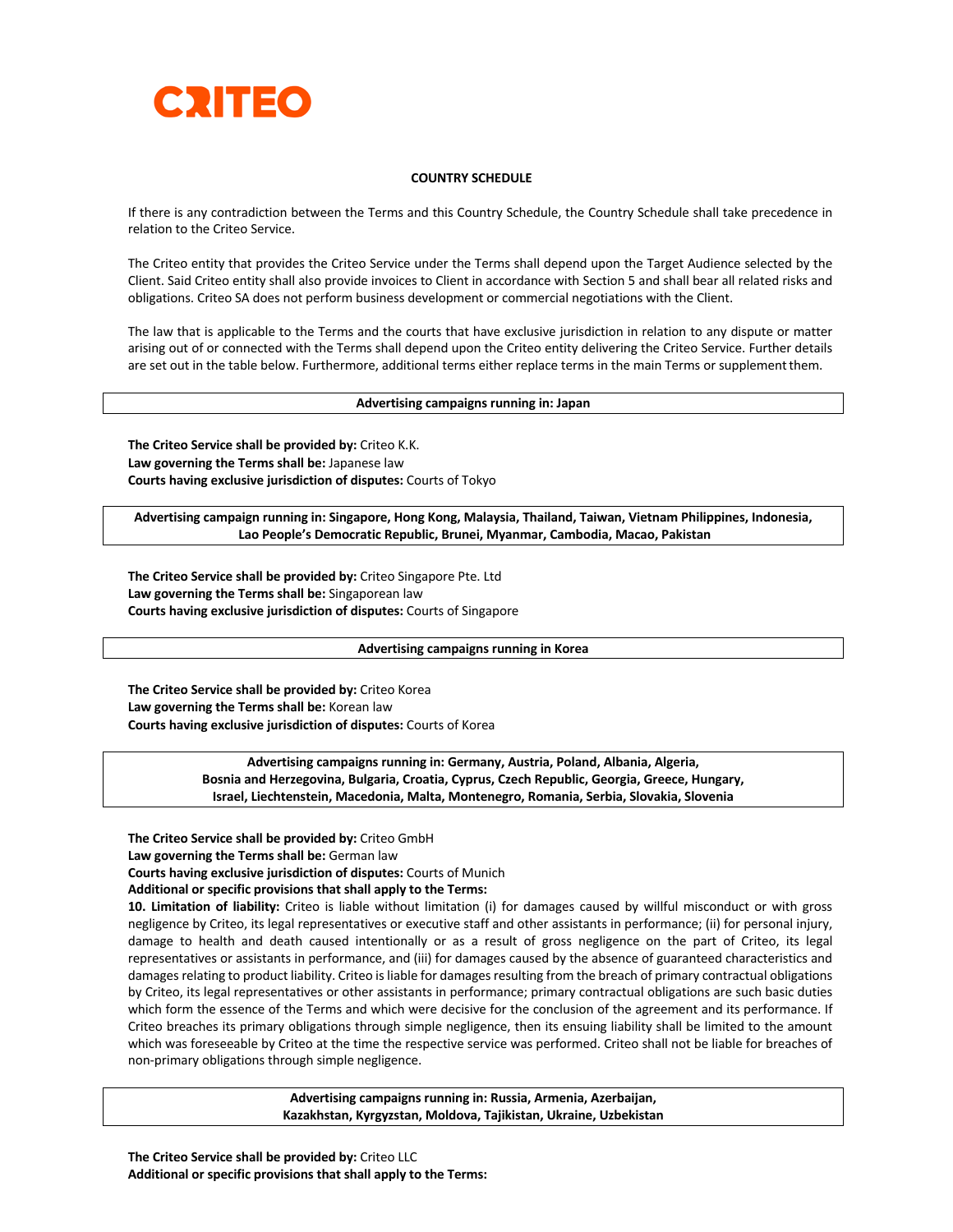**CRITEO**

**COUNTRY SCHEDULE**

If there is any contradiction between the Terms and this Country Schedule, the Country Schedule shall take precedence in relation to the Criteo Service.

The Criteo entity that provides the Criteo Service under the Terms shall depend upon the Target Audience selected by the Client. Said Criteo entity shall also provide invoices to Client in accordance with Section 5 and shall bear all related risks and obligations. Criteo SA does not perform business development or commercial negotiations with the Client.

The law that is applicable to the Terms and the courts that have exclusive jurisdiction in relation to any dispute or matter arising out of or connected with the Terms shall depend upon the Criteo entity delivering the Criteo Service. Further details are set out in the table below. Furthermore, additional terms either replace terms in the main Terms or supplement them.

**Advertising campaigns running in: Japan**

**The Criteo Service shall be provided by:** Criteo K.K.
**Law governing the Terms shall be:** Japanese law
**Courts having exclusive jurisdiction of disputes:** Courts of Tokyo

**Advertising campaign running in: Singapore, Hong Kong, Malaysia, Thailand, Taiwan, Vietnam Philippines, Indonesia, Lao People's Democratic Republic, Brunei, Myanmar, Cambodia, Macao, Pakistan**

**The Criteo Service shall be provided by:** Criteo Singapore Pte. Ltd
**Law governing the Terms shall be:** Singaporean law
**Courts having exclusive jurisdiction of disputes:** Courts of Singapore

**Advertising campaigns running in Korea**

**The Criteo Service shall be provided by:** Criteo Korea
**Law governing the Terms shall be:** Korean law
**Courts having exclusive jurisdiction of disputes:** Courts of Korea

**Advertising campaigns running in: Germany, Austria, Poland, Albania, Algeria, Bosnia and Herzegovina, Bulgaria, Croatia, Cyprus, Czech Republic, Georgia, Greece, Hungary, Israel, Liechtenstein, Macedonia, Malta, Montenegro, Romania, Serbia, Slovakia, Slovenia**

**The Criteo Service shall be provided by:** Criteo GmbH
**Law governing the Terms shall be:** German law
**Courts having exclusive jurisdiction of disputes:** Courts of Munich
**Additional or specific provisions that shall apply to the Terms:**
**10. Limitation of liability:** Criteo is liable without limitation (i) for damages caused by willful misconduct or with gross negligence by Criteo, its legal representatives or executive staff and other assistants in performance; (ii) for personal injury, damage to health and death caused intentionally or as a result of gross negligence on the part of Criteo, its legal representatives or assistants in performance, and (iii) for damages caused by the absence of guaranteed characteristics and damages relating to product liability. Criteo is liable for damages resulting from the breach of primary contractual obligations by Criteo, its legal representatives or other assistants in performance; primary contractual obligations are such basic duties which form the essence of the Terms and which were decisive for the conclusion of the agreement and its performance. If Criteo breaches its primary obligations through simple negligence, then its ensuing liability shall be limited to the amount which was foreseeable by Criteo at the time the respective service was performed. Criteo shall not be liable for breaches of non-primary obligations through simple negligence.

**Advertising campaigns running in: Russia, Armenia, Azerbaijan, Kazakhstan, Kyrgyzstan, Moldova, Tajikistan, Ukraine, Uzbekistan**

**The Criteo Service shall be provided by:** Criteo LLC
**Additional or specific provisions that shall apply to the Terms:**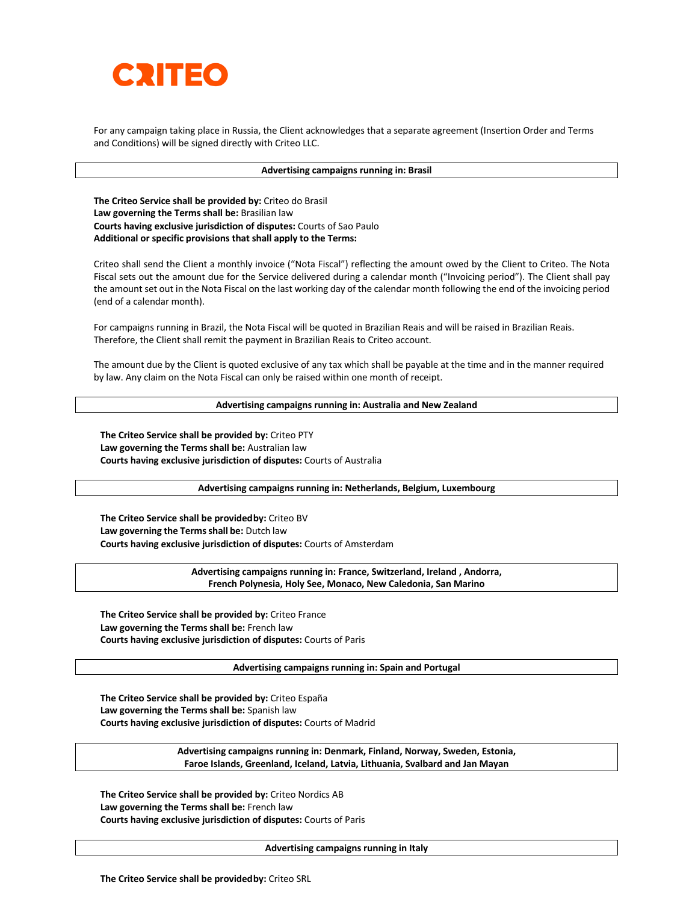CRITEO

For any campaign taking place in Russia, the Client acknowledges that a separate agreement (Insertion Order and Terms and Conditions) will be signed directly with Criteo LLC.

**Advertising campaigns running in: Brasil**

**The Criteo Service shall be provided by:** Criteo do Brasil
**Law governing the Terms shall be:** Brasilian law
**Courts having exclusive jurisdiction of disputes:** Courts of Sao Paulo
**Additional or specific provisions that shall apply to the Terms:**

Criteo shall send the Client a monthly invoice ("Nota Fiscal") reflecting the amount owed by the Client to Criteo. The Nota Fiscal sets out the amount due for the Service delivered during a calendar month ("Invoicing period"). The Client shall pay the amount set out in the Nota Fiscal on the last working day of the calendar month following the end of the invoicing period (end of a calendar month).

For campaigns running in Brazil, the Nota Fiscal will be quoted in Brazilian Reais and will be raised in Brazilian Reais. Therefore, the Client shall remit the payment in Brazilian Reais to Criteo account.

The amount due by the Client is quoted exclusive of any tax which shall be payable at the time and in the manner required by law. Any claim on the Nota Fiscal can only be raised within one month of receipt.

**Advertising campaigns running in: Australia and New Zealand**

**The Criteo Service shall be provided by:** Criteo PTY
**Law governing the Terms shall be:** Australian law
**Courts having exclusive jurisdiction of disputes:** Courts of Australia

**Advertising campaigns running in: Netherlands, Belgium, Luxembourg**

**The Criteo Service shall be provided by:** Criteo BV
**Law governing the Terms shall be:** Dutch law
**Courts having exclusive jurisdiction of disputes:** Courts of Amsterdam

**Advertising campaigns running in: France, Switzerland, Ireland , Andorra, French Polynesia, Holy See, Monaco, New Caledonia, San Marino**

**The Criteo Service shall be provided by:** Criteo France
**Law governing the Terms shall be:** French law
**Courts having exclusive jurisdiction of disputes:** Courts of Paris

**Advertising campaigns running in: Spain and Portugal**

**The Criteo Service shall be provided by:** Criteo España
**Law governing the Terms shall be:** Spanish law
**Courts having exclusive jurisdiction of disputes:** Courts of Madrid

**Advertising campaigns running in: Denmark, Finland, Norway, Sweden, Estonia, Faroe Islands, Greenland, Iceland, Latvia, Lithuania, Svalbard and Jan Mayan**

**The Criteo Service shall be provided by:** Criteo Nordics AB
**Law governing the Terms shall be:** French law
**Courts having exclusive jurisdiction of disputes:** Courts of Paris

**Advertising campaigns running in Italy**

**The Criteo Service shall be provided by:** Criteo SRL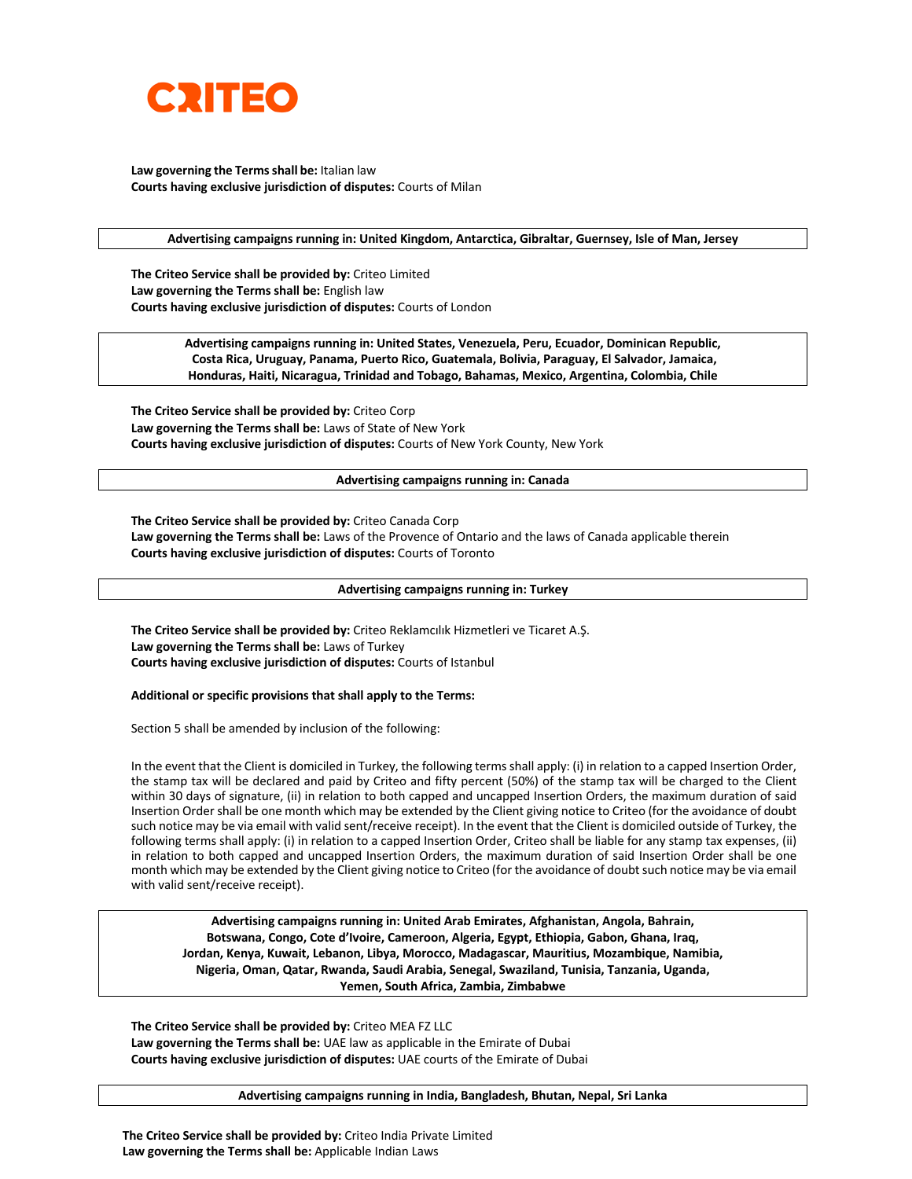**Law governing the Terms shall be:** Italian law
**Courts having exclusive jurisdiction of disputes:** Courts of Milan

**Advertising campaigns running in: United Kingdom, Antarctica, Gibraltar, Guernsey, Isle of Man, Jersey**

**The Criteo Service shall be provided by:** Criteo Limited
**Law governing the Terms shall be:** English law
**Courts having exclusive jurisdiction of disputes:** Courts of London

**Advertising campaigns running in: United States, Venezuela, Peru, Ecuador, Dominican Republic, Costa Rica, Uruguay, Panama, Puerto Rico, Guatemala, Bolivia, Paraguay, El Salvador, Jamaica, Honduras, Haiti, Nicaragua, Trinidad and Tobago, Bahamas, Mexico, Argentina, Colombia, Chile**

**The Criteo Service shall be provided by:** Criteo Corp
**Law governing the Terms shall be:** Laws of State of New York
**Courts having exclusive jurisdiction of disputes:** Courts of New York County, New York

**Advertising campaigns running in: Canada**

**The Criteo Service shall be provided by:** Criteo Canada Corp
**Law governing the Terms shall be:** Laws of the Provence of Ontario and the laws of Canada applicable therein
**Courts having exclusive jurisdiction of disputes:** Courts of Toronto

**Advertising campaigns running in: Turkey**

**The Criteo Service shall be provided by:** Criteo Reklamcılık Hizmetleri ve Ticaret A.Ş.
**Law governing the Terms shall be:** Laws of Turkey
**Courts having exclusive jurisdiction of disputes:** Courts of Istanbul

**Additional or specific provisions that shall apply to the Terms:**

Section 5 shall be amended by inclusion of the following:

In the event that the Client is domiciled in Turkey, the following terms shall apply: (i) in relation to a capped Insertion Order, the stamp tax will be declared and paid by Criteo and fifty percent (50%) of the stamp tax will be charged to the Client within 30 days of signature, (ii) in relation to both capped and uncapped Insertion Orders, the maximum duration of said Insertion Order shall be one month which may be extended by the Client giving notice to Criteo (for the avoidance of doubt such notice may be via email with valid sent/receive receipt). In the event that the Client is domiciled outside of Turkey, the following terms shall apply: (i) in relation to a capped Insertion Order, Criteo shall be liable for any stamp tax expenses, (ii) in relation to both capped and uncapped Insertion Orders, the maximum duration of said Insertion Order shall be one month which may be extended by the Client giving notice to Criteo (for the avoidance of doubt such notice may be via email with valid sent/receive receipt).

**Advertising campaigns running in: United Arab Emirates, Afghanistan, Angola, Bahrain, Botswana, Congo, Cote d'Ivoire, Cameroon, Algeria, Egypt, Ethiopia, Gabon, Ghana, Iraq, Jordan, Kenya, Kuwait, Lebanon, Libya, Morocco, Madagascar, Mauritius, Mozambique, Namibia, Nigeria, Oman, Qatar, Rwanda, Saudi Arabia, Senegal, Swaziland, Tunisia, Tanzania, Uganda, Yemen, South Africa, Zambia, Zimbabwe**

**The Criteo Service shall be provided by:** Criteo MEA FZ LLC
**Law governing the Terms shall be:** UAE law as applicable in the Emirate of Dubai
**Courts having exclusive jurisdiction of disputes:** UAE courts of the Emirate of Dubai

**Advertising campaigns running in India, Bangladesh, Bhutan, Nepal, Sri Lanka**

**The Criteo Service shall be provided by:** Criteo India Private Limited
**Law governing the Terms shall be:** Applicable Indian Laws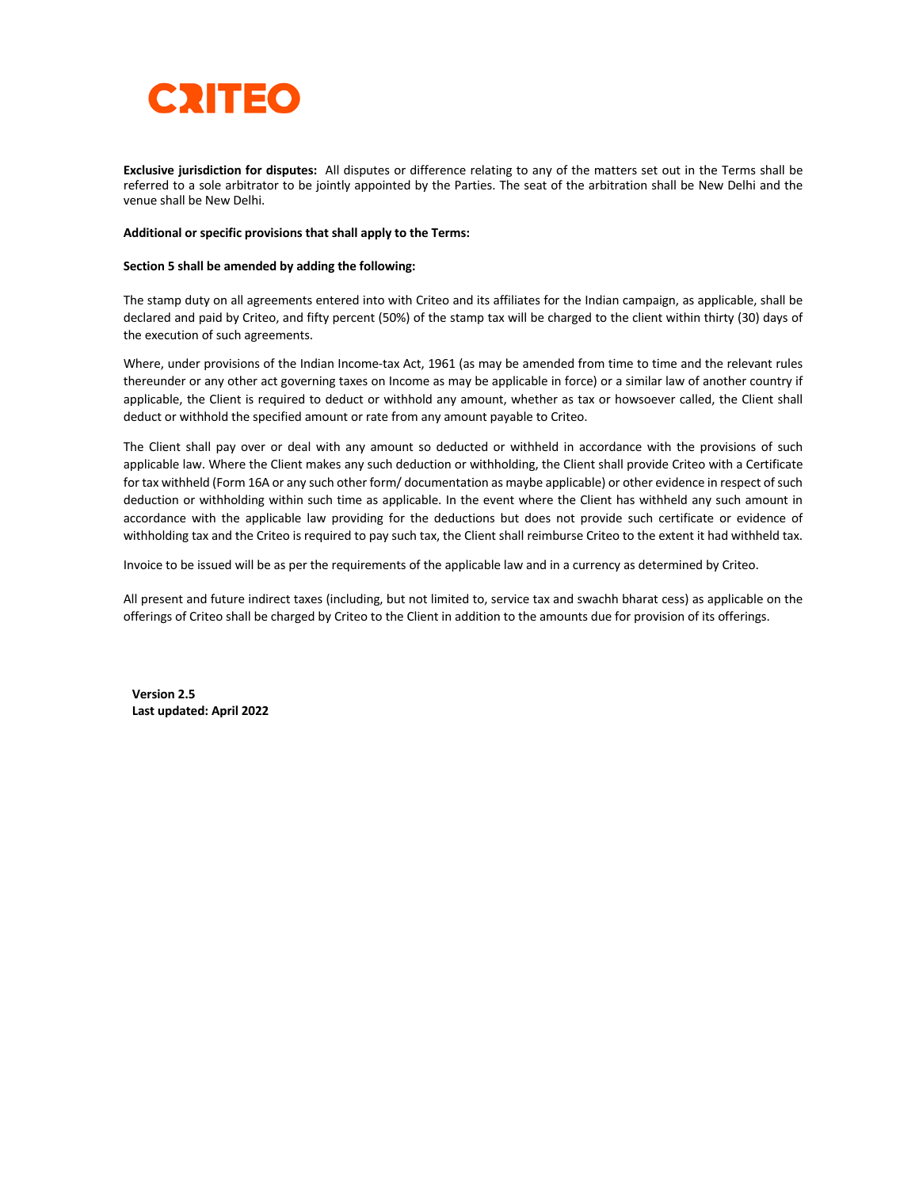**Exclusive jurisdiction for disputes:** All disputes or difference relating to any of the matters set out in the Terms shall be referred to a sole arbitrator to be jointly appointed by the Parties. The seat of the arbitration shall be New Delhi and the venue shall be New Delhi.

**Additional or specific provisions that shall apply to the Terms:**

**Section 5 shall be amended by adding the following:**

The stamp duty on all agreements entered into with Criteo and its affiliates for the Indian campaign, as applicable, shall be declared and paid by Criteo, and fifty percent (50%) of the stamp tax will be charged to the client within thirty (30) days of the execution of such agreements.

Where, under provisions of the Indian Income-tax Act, 1961 (as may be amended from time to time and the relevant rules thereunder or any other act governing taxes on Income as may be applicable in force) or a similar law of another country if applicable, the Client is required to deduct or withhold any amount, whether as tax or howsoever called, the Client shall deduct or withhold the specified amount or rate from any amount payable to Criteo.

The Client shall pay over or deal with any amount so deducted or withheld in accordance with the provisions of such applicable law. Where the Client makes any such deduction or withholding, the Client shall provide Criteo with a Certificate for tax withheld (Form 16A or any such other form/ documentation as maybe applicable) or other evidence in respect of such deduction or withholding within such time as applicable. In the event where the Client has withheld any such amount in accordance with the applicable law providing for the deductions but does not provide such certificate or evidence of withholding tax and the Criteo is required to pay such tax, the Client shall reimburse Criteo to the extent it had withheld tax.

Invoice to be issued will be as per the requirements of the applicable law and in a currency as determined by Criteo.

All present and future indirect taxes (including, but not limited to, service tax and swachh bharat cess) as applicable on the offerings of Criteo shall be charged by Criteo to the Client in addition to the amounts due for provision of its offerings.

**Version 2.5**
**Last updated: April 2022**